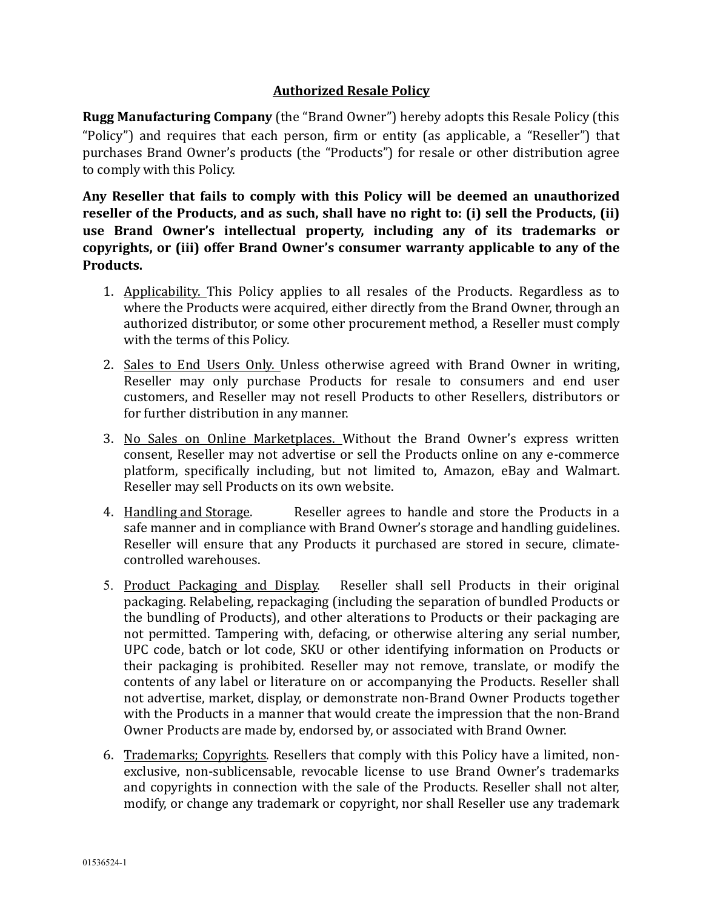# Authorized Resale Policy

**Rugg Manufacturing Company** (the "Brand Owner") hereby adopts this Resale Policy (this "Policy") and requires that each person, firm or entity (as applicable, a "Reseller") that purchases Brand Owner's products (the "Products") for resale or other distribution agree to comply with this Policy.

**Any Reseller that fails to comply with this Policy will be deemed an unauthorized reseller of the Products, and as such, shall have no right to: (i) sell the Products, (ii) use Brand Owner's intellectual property, including any of its trademarks or copyrights, or (iii) offer Brand Owner's consumer warranty applicable to any of the Products.**

1. Applicability. This Policy applies to all resales of the Products. Regardless as to where the Products were acquired, either directly from the Brand Owner, through an authorized distributor, or some other procurement method, a Reseller must comply with the terms of this Policy.

2. Sales to End Users Only. Unless otherwise agreed with Brand Owner in writing, Reseller may only purchase Products for resale to consumers and end user customers, and Reseller may not resell Products to other Resellers, distributors or for further distribution in any manner.

3. No Sales on Online Marketplaces. Without the Brand Owner's express written consent, Reseller may not advertise or sell the Products online on any e-commerce platform, specifically including, but not limited to, Amazon, eBay and Walmart. Reseller may sell Products on its own website.

4. Handling and Storage. Reseller agrees to handle and store the Products in a safe manner and in compliance with Brand Owner's storage and handling guidelines. Reseller will ensure that any Products it purchased are stored in secure, climate-controlled warehouses.

5. Product Packaging and Display. Reseller shall sell Products in their original packaging. Relabeling, repackaging (including the separation of bundled Products or the bundling of Products), and other alterations to Products or their packaging are not permitted. Tampering with, defacing, or otherwise altering any serial number, UPC code, batch or lot code, SKU or other identifying information on Products or their packaging is prohibited. Reseller may not remove, translate, or modify the contents of any label or literature on or accompanying the Products. Reseller shall not advertise, market, display, or demonstrate non-Brand Owner Products together with the Products in a manner that would create the impression that the non-Brand Owner Products are made by, endorsed by, or associated with Brand Owner.

6. Trademarks; Copyrights. Resellers that comply with this Policy have a limited, non-exclusive, non-sublicensable, revocable license to use Brand Owner's trademarks and copyrights in connection with the sale of the Products. Reseller shall not alter, modify, or change any trademark or copyright, nor shall Reseller use any trademark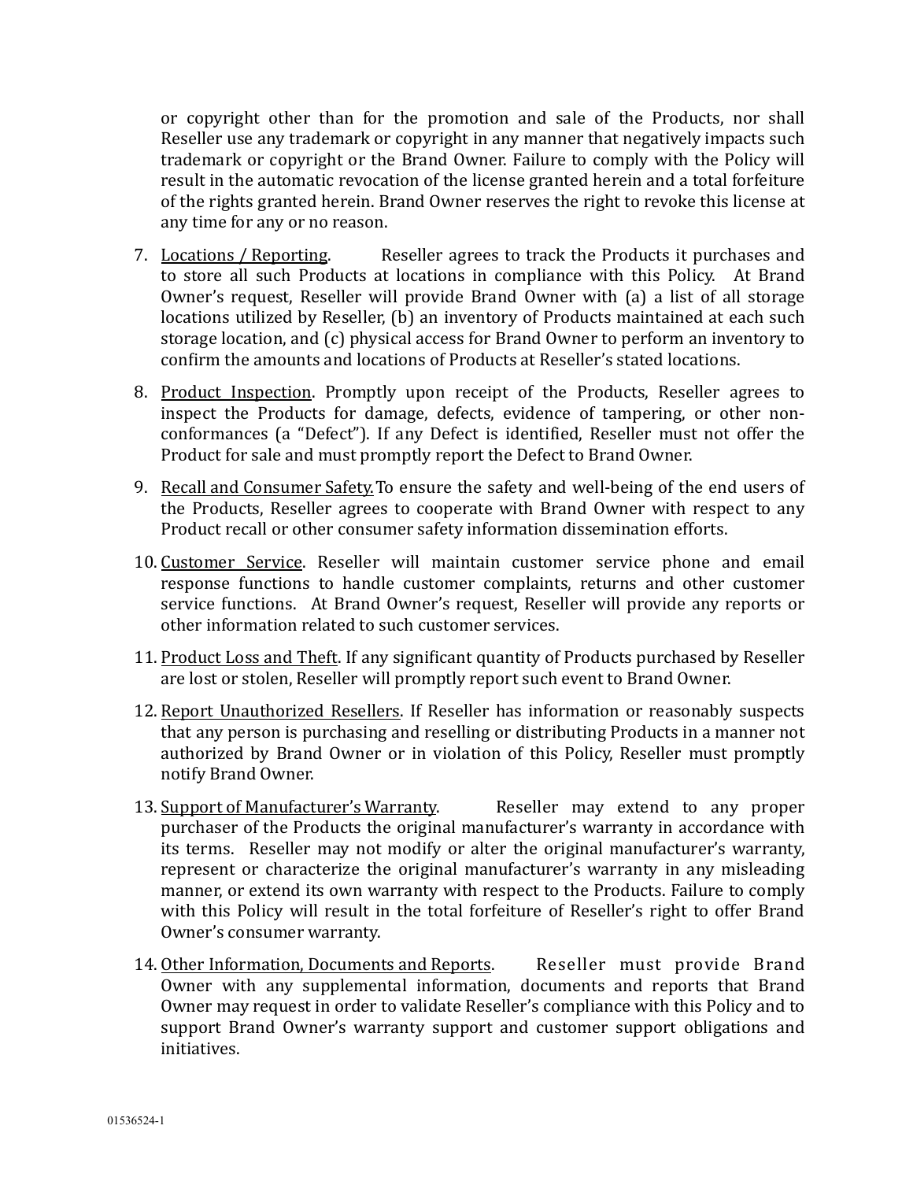or copyright other than for the promotion and sale of the Products, nor shall Reseller use any trademark or copyright in any manner that negatively impacts such trademark or copyright or the Brand Owner. Failure to comply with the Policy will result in the automatic revocation of the license granted herein and a total forfeiture of the rights granted herein. Brand Owner reserves the right to revoke this license at any time for any or no reason.

7. Locations / Reporting. Reseller agrees to track the Products it purchases and to store all such Products at locations in compliance with this Policy. At Brand Owner's request, Reseller will provide Brand Owner with (a) a list of all storage locations utilized by Reseller, (b) an inventory of Products maintained at each such storage location, and (c) physical access for Brand Owner to perform an inventory to confirm the amounts and locations of Products at Reseller's stated locations.

8. Product Inspection. Promptly upon receipt of the Products, Reseller agrees to inspect the Products for damage, defects, evidence of tampering, or other non-conformances (a "Defect"). If any Defect is identified, Reseller must not offer the Product for sale and must promptly report the Defect to Brand Owner.

9. Recall and Consumer Safety. To ensure the safety and well-being of the end users of the Products, Reseller agrees to cooperate with Brand Owner with respect to any Product recall or other consumer safety information dissemination efforts.

10. Customer Service. Reseller will maintain customer service phone and email response functions to handle customer complaints, returns and other customer service functions. At Brand Owner's request, Reseller will provide any reports or other information related to such customer services.

11. Product Loss and Theft. If any significant quantity of Products purchased by Reseller are lost or stolen, Reseller will promptly report such event to Brand Owner.

12. Report Unauthorized Resellers. If Reseller has information or reasonably suspects that any person is purchasing and reselling or distributing Products in a manner not authorized by Brand Owner or in violation of this Policy, Reseller must promptly notify Brand Owner.

13. Support of Manufacturer's Warranty. Reseller may extend to any proper purchaser of the Products the original manufacturer's warranty in accordance with its terms. Reseller may not modify or alter the original manufacturer's warranty, represent or characterize the original manufacturer's warranty in any misleading manner, or extend its own warranty with respect to the Products. Failure to comply with this Policy will result in the total forfeiture of Reseller's right to offer Brand Owner's consumer warranty.

14. Other Information, Documents and Reports. Reseller must provide Brand Owner with any supplemental information, documents and reports that Brand Owner may request in order to validate Reseller's compliance with this Policy and to support Brand Owner's warranty support and customer support obligations and initiatives.

01536524-1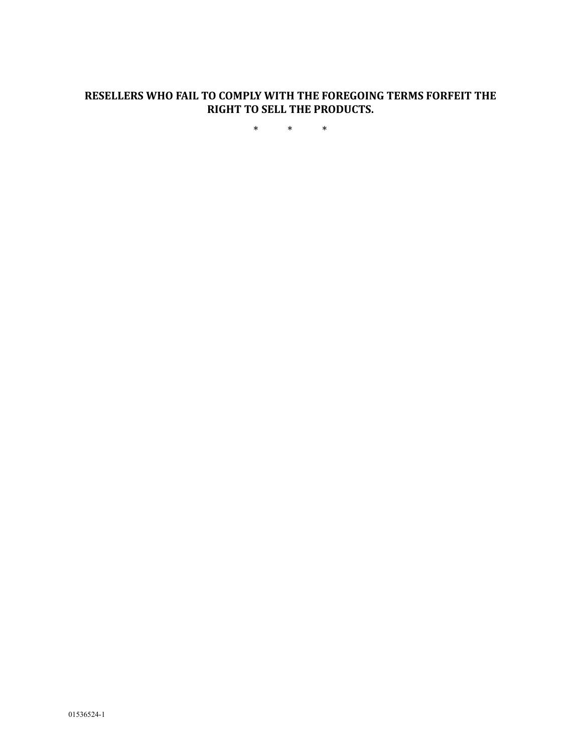**RESELLERS WHO FAIL TO COMPLY WITH THE FOREGOING TERMS FORFEIT THE RIGHT TO SELL THE PRODUCTS.**

\* \* \*

01536524-1